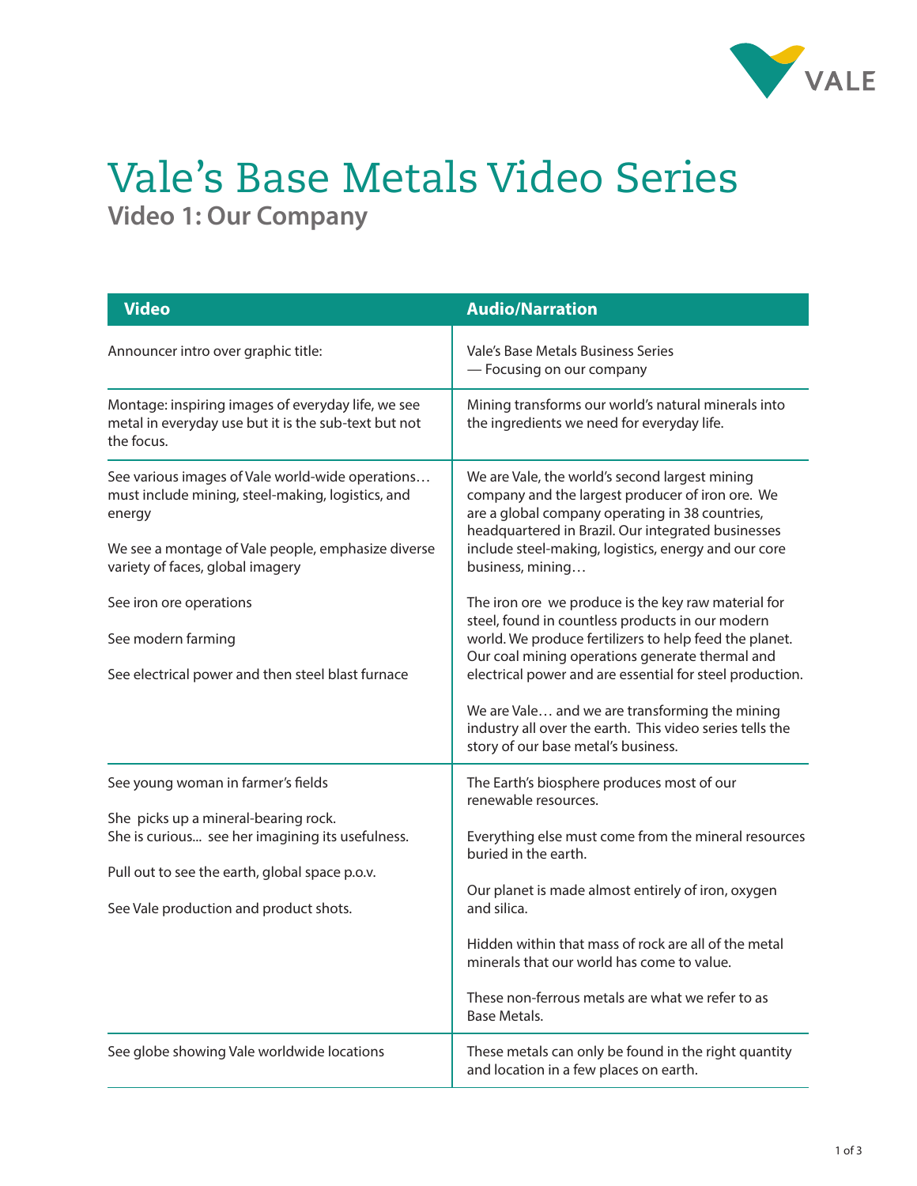# Vale's Base Metals Video Series

## Video 1: Our Company

| Video | Audio/Narration |
|---|---|
| Announcer intro over graphic title: | Vale's Base Metals Business Series<br>— Focusing on our company |
| Montage: inspiring images of everyday life, we see metal in everyday use but it is the sub-text but not the focus. | Mining transforms our world's natural minerals into the ingredients we need for everyday life. |
| See various images of Vale world-wide operations… must include mining, steel-making, logistics, and energy<br><br>We see a montage of Vale people, emphasize diverse variety of faces, global imagery<br><br>See iron ore operations<br><br>See modern farming<br><br>See electrical power and then steel blast furnace | We are Vale, the world's second largest mining company and the largest producer of iron ore. We are a global company operating in 38 countries, headquartered in Brazil. Our integrated businesses include steel-making, logistics, energy and our core business, mining…<br><br>The iron ore we produce is the key raw material for steel, found in countless products in our modern world. We produce fertilizers to help feed the planet. Our coal mining operations generate thermal and electrical power and are essential for steel production.<br><br>We are Vale… and we are transforming the mining industry all over the earth. This video series tells the story of our base metal's business. |
| See young woman in farmer's fields<br><br>She picks up a mineral-bearing rock.<br>She is curious... see her imagining its usefulness.<br><br>Pull out to see the earth, global space p.o.v.<br><br>See Vale production and product shots. | The Earth's biosphere produces most of our renewable resources.<br><br>Everything else must come from the mineral resources buried in the earth.<br><br>Our planet is made almost entirely of iron, oxygen and silica.<br><br>Hidden within that mass of rock are all of the metal minerals that our world has come to value.<br><br>These non-ferrous metals are what we refer to as Base Metals. |
| See globe showing Vale worldwide locations | These metals can only be found in the right quantity and location in a few places on earth. |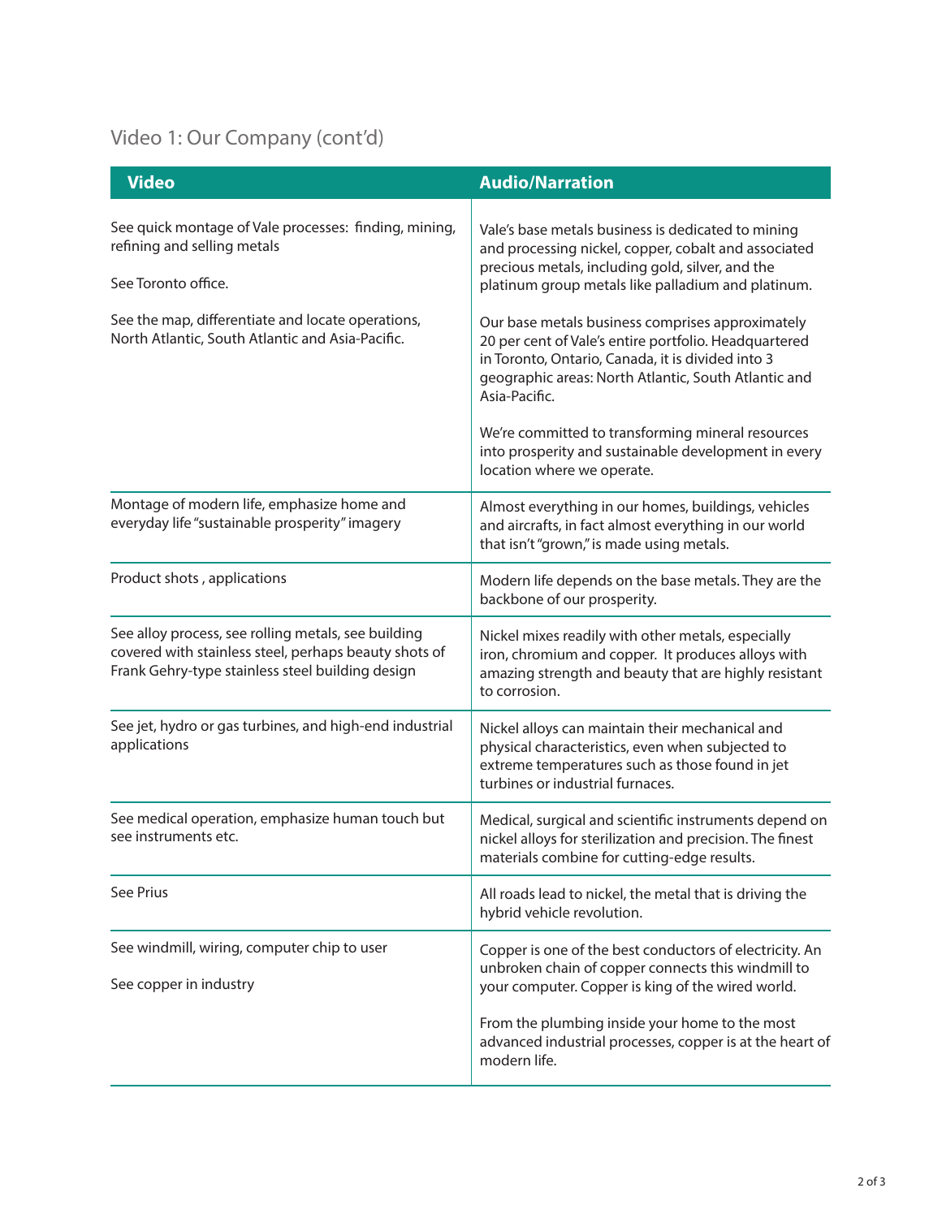## Video 1: Our Company (cont'd)

| Video | Audio/Narration |
|---|---|
| See quick montage of Vale processes: finding, mining, refining and selling metals<br><br>See Toronto office.<br><br>See the map, differentiate and locate operations, North Atlantic, South Atlantic and Asia-Pacific. | Vale's base metals business is dedicated to mining and processing nickel, copper, cobalt and associated precious metals, including gold, silver, and the platinum group metals like palladium and platinum.<br><br>Our base metals business comprises approximately 20 per cent of Vale's entire portfolio. Headquartered in Toronto, Ontario, Canada, it is divided into 3 geographic areas: North Atlantic, South Atlantic and Asia-Pacific.<br><br>We're committed to transforming mineral resources into prosperity and sustainable development in every location where we operate. |
| Montage of modern life, emphasize home and everyday life "sustainable prosperity" imagery | Almost everything in our homes, buildings, vehicles and aircrafts, in fact almost everything in our world that isn't "grown," is made using metals. |
| Product shots , applications | Modern life depends on the base metals. They are the backbone of our prosperity. |
| See alloy process, see rolling metals, see building covered with stainless steel, perhaps beauty shots of Frank Gehry-type stainless steel building design | Nickel mixes readily with other metals, especially iron, chromium and copper. It produces alloys with amazing strength and beauty that are highly resistant to corrosion. |
| See jet, hydro or gas turbines, and high-end industrial applications | Nickel alloys can maintain their mechanical and physical characteristics, even when subjected to extreme temperatures such as those found in jet turbines or industrial furnaces. |
| See medical operation, emphasize human touch but see instruments etc. | Medical, surgical and scientific instruments depend on nickel alloys for sterilization and precision. The finest materials combine for cutting-edge results. |
| See Prius | All roads lead to nickel, the metal that is driving the hybrid vehicle revolution. |
| See windmill, wiring, computer chip to user<br><br>See copper in industry | Copper is one of the best conductors of electricity. An unbroken chain of copper connects this windmill to your computer. Copper is king of the wired world.<br><br>From the plumbing inside your home to the most advanced industrial processes, copper is at the heart of modern life. |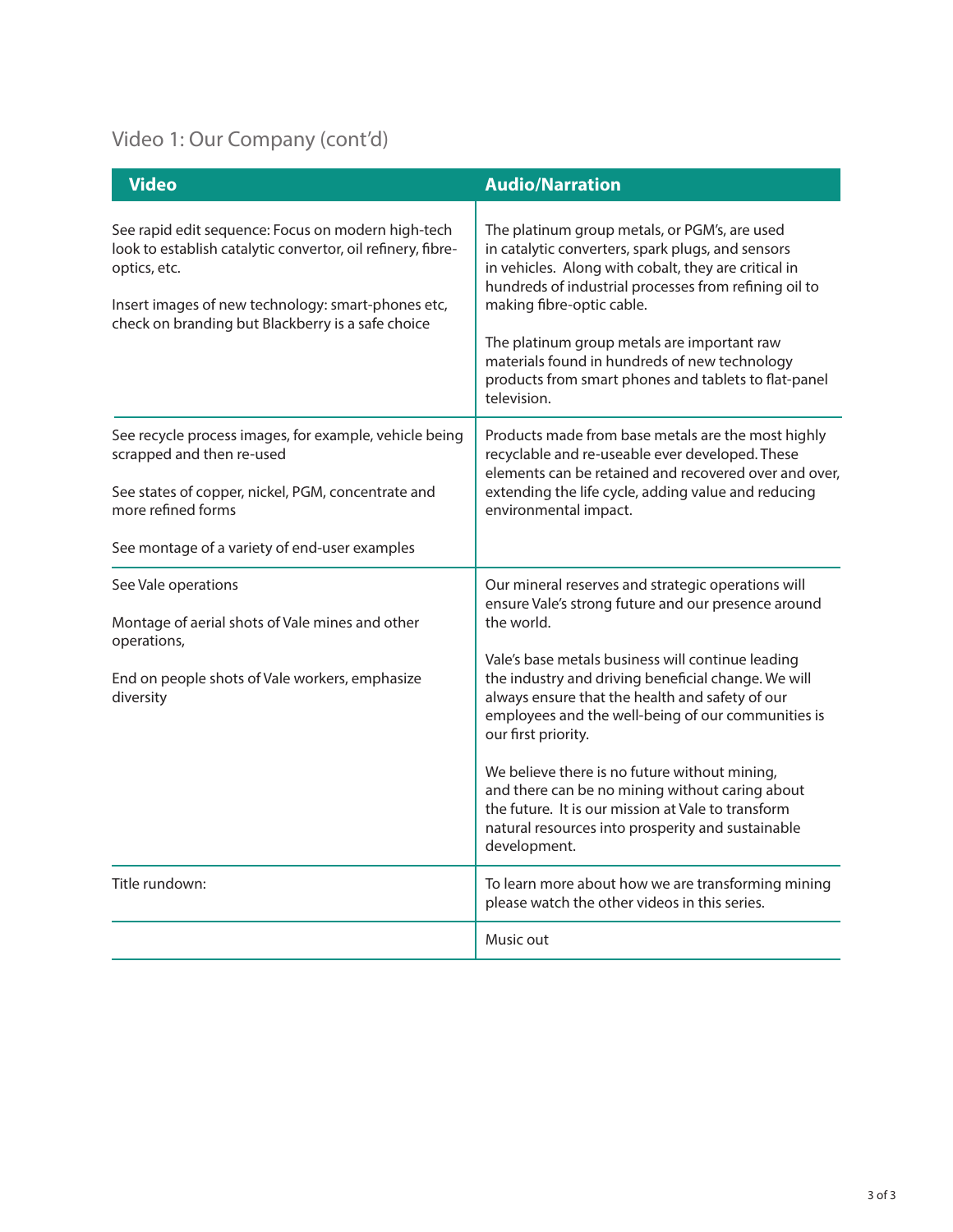## Video 1: Our Company (cont'd)

| Video | Audio/Narration |
|---|---|
| See rapid edit sequence: Focus on modern high-tech look to establish catalytic convertor, oil refinery, fibre-optics, etc.<br><br>Insert images of new technology: smart-phones etc, check on branding but Blackberry is a safe choice | The platinum group metals, or PGM's, are used in catalytic converters, spark plugs, and sensors in vehicles. Along with cobalt, they are critical in hundreds of industrial processes from refining oil to making fibre-optic cable.<br><br>The platinum group metals are important raw materials found in hundreds of new technology products from smart phones and tablets to flat-panel television. |
| See recycle process images, for example, vehicle being scrapped and then re-used<br><br>See states of copper, nickel, PGM, concentrate and more refined forms<br><br>See montage of a variety of end-user examples | Products made from base metals are the most highly recyclable and re-useable ever developed. These elements can be retained and recovered over and over, extending the life cycle, adding value and reducing environmental impact. |
| See Vale operations<br><br>Montage of aerial shots of Vale mines and other operations,<br><br>End on people shots of Vale workers, emphasize diversity | Our mineral reserves and strategic operations will ensure Vale's strong future and our presence around the world.<br><br>Vale's base metals business will continue leading the industry and driving beneficial change. We will always ensure that the health and safety of our employees and the well-being of our communities is our first priority.<br><br>We believe there is no future without mining, and there can be no mining without caring about the future. It is our mission at Vale to transform natural resources into prosperity and sustainable development. |
| Title rundown: | To learn more about how we are transforming mining please watch the other videos in this series. |
| | Music out |